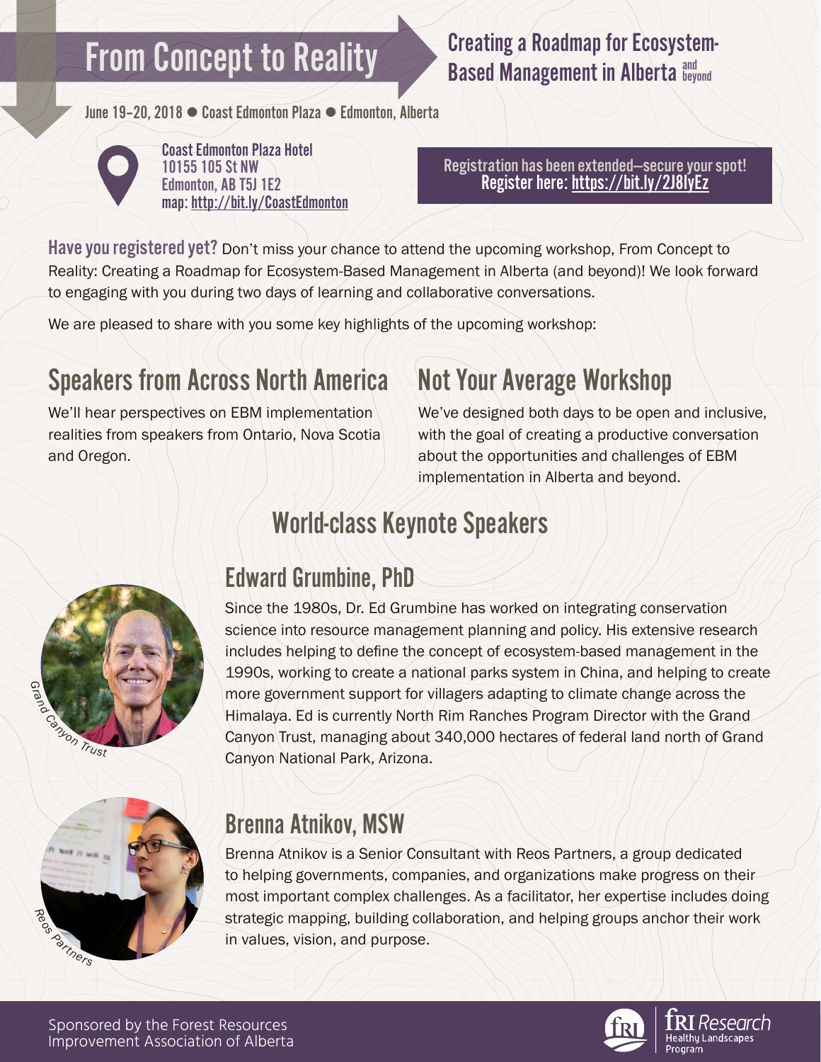# From Concept to Reality

## Creating a Roadmap for Ecosystem-Based Management in Alberta and beyond

June 19–20, 2018 ● Coast Edmonton Plaza ● Edmonton, Alberta

Coast Edmonton Plaza Hotel
10155 105 St NW
Edmonton, AB T5J 1E2
map: http://bit.ly/CoastEdmonton

Registration has been extended—secure your spot!
**Register here: https://bit.ly/2J8lyEz**

**Have you registered yet?** Don't miss your chance to attend the upcoming workshop, From Concept to Reality: Creating a Roadmap for Ecosystem-Based Management in Alberta (and beyond)! We look forward to engaging with you during two days of learning and collaborative conversations.

We are pleased to share with you some key highlights of the upcoming workshop:

## Speakers from Across North America

We'll hear perspectives on EBM implementation realities from speakers from Ontario, Nova Scotia and Oregon.

## Not Your Average Workshop

We've designed both days to be open and inclusive, with the goal of creating a productive conversation about the opportunities and challenges of EBM implementation in Alberta and beyond.

## World-class Keynote Speakers

### Edward Grumbine, PhD

*Grand Canyon Trust*

Since the 1980s, Dr. Ed Grumbine has worked on integrating conservation science into resource management planning and policy. His extensive research includes helping to define the concept of ecosystem-based management in the 1990s, working to create a national parks system in China, and helping to create more government support for villagers adapting to climate change across the Himalaya. Ed is currently North Rim Ranches Program Director with the Grand Canyon Trust, managing about 340,000 hectares of federal land north of Grand Canyon National Park, Arizona.

### Brenna Atnikov, MSW

*Reos Partners*

Brenna Atnikov is a Senior Consultant with Reos Partners, a group dedicated to helping governments, companies, and organizations make progress on their most important complex challenges. As a facilitator, her expertise includes doing strategic mapping, building collaboration, and helping groups anchor their work in values, vision, and purpose.

Sponsored by the Forest Resources Improvement Association of Alberta

fRI Research Healthy Landscapes Program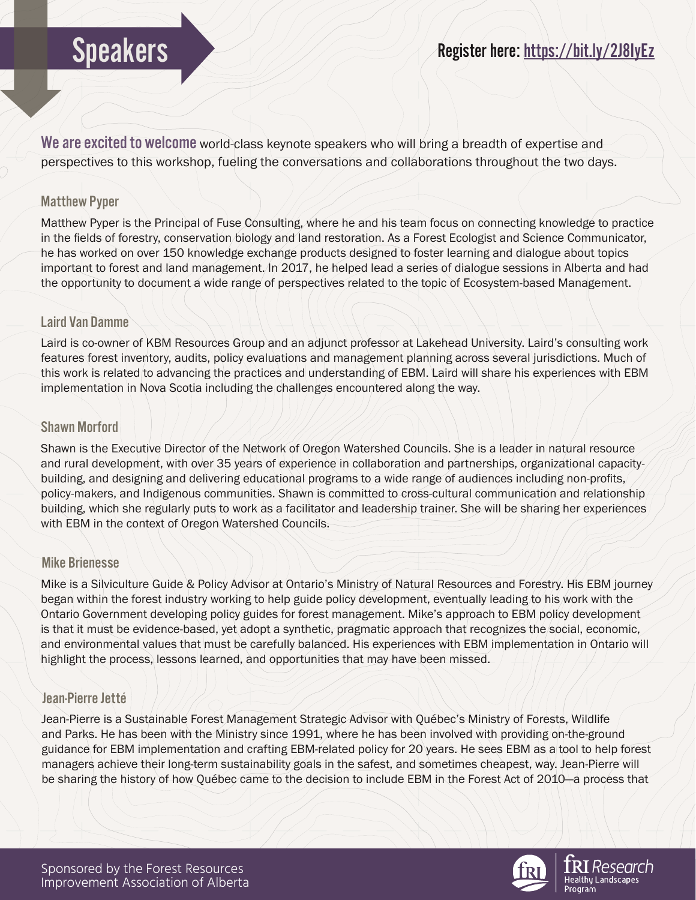# Speakers

Register here: https://bit.ly/2J8IyEz

**We are excited to welcome** world-class keynote speakers who will bring a breadth of expertise and perspectives to this workshop, fueling the conversations and collaborations throughout the two days.

### Matthew Pyper

Matthew Pyper is the Principal of Fuse Consulting, where he and his team focus on connecting knowledge to practice in the fields of forestry, conservation biology and land restoration. As a Forest Ecologist and Science Communicator, he has worked on over 150 knowledge exchange products designed to foster learning and dialogue about topics important to forest and land management. In 2017, he helped lead a series of dialogue sessions in Alberta and had the opportunity to document a wide range of perspectives related to the topic of Ecosystem-based Management.

### Laird Van Damme

Laird is co-owner of KBM Resources Group and an adjunct professor at Lakehead University. Laird's consulting work features forest inventory, audits, policy evaluations and management planning across several jurisdictions. Much of this work is related to advancing the practices and understanding of EBM. Laird will share his experiences with EBM implementation in Nova Scotia including the challenges encountered along the way.

### Shawn Morford

Shawn is the Executive Director of the Network of Oregon Watershed Councils. She is a leader in natural resource and rural development, with over 35 years of experience in collaboration and partnerships, organizational capacity-building, and designing and delivering educational programs to a wide range of audiences including non-profits, policy-makers, and Indigenous communities. Shawn is committed to cross-cultural communication and relationship building, which she regularly puts to work as a facilitator and leadership trainer. She will be sharing her experiences with EBM in the context of Oregon Watershed Councils.

### Mike Brienesse

Mike is a Silviculture Guide & Policy Advisor at Ontario's Ministry of Natural Resources and Forestry. His EBM journey began within the forest industry working to help guide policy development, eventually leading to his work with the Ontario Government developing policy guides for forest management. Mike's approach to EBM policy development is that it must be evidence-based, yet adopt a synthetic, pragmatic approach that recognizes the social, economic, and environmental values that must be carefully balanced. His experiences with EBM implementation in Ontario will highlight the process, lessons learned, and opportunities that may have been missed.

### Jean-Pierre Jetté

Jean-Pierre is a Sustainable Forest Management Strategic Advisor with Québec's Ministry of Forests, Wildlife and Parks. He has been with the Ministry since 1991, where he has been involved with providing on-the-ground guidance for EBM implementation and crafting EBM-related policy for 20 years. He sees EBM as a tool to help forest managers achieve their long-term sustainability goals in the safest, and sometimes cheapest, way. Jean-Pierre will be sharing the history of how Québec came to the decision to include EBM in the Forest Act of 2010—a process that

Sponsored by the Forest Resources Improvement Association of Alberta

fRI Research Healthy Landscapes Program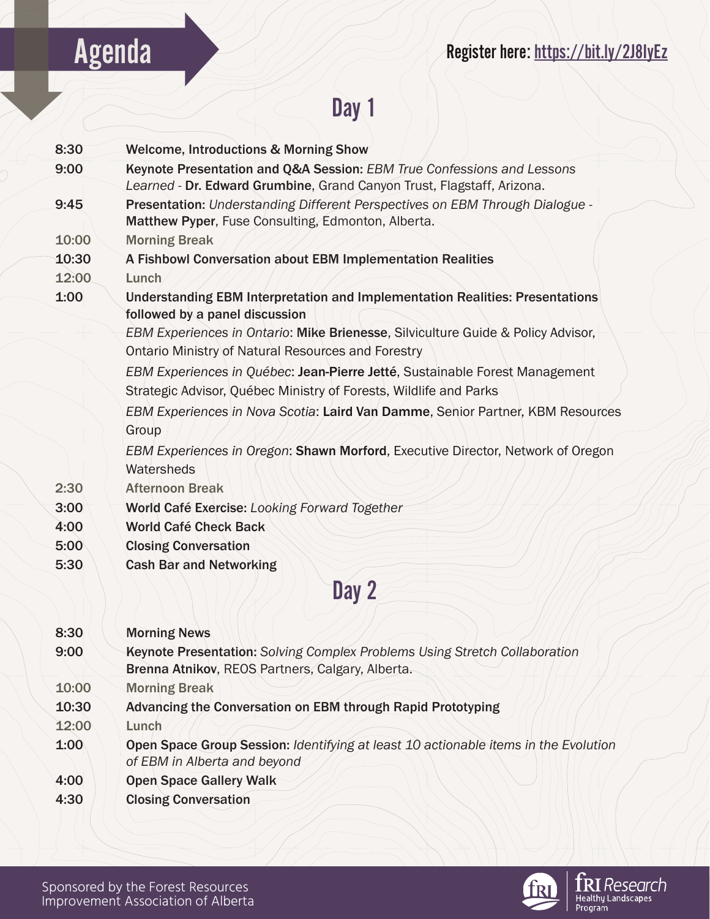# Agenda

Register here: https://bit.ly/2J8lyEz

## Day 1

| | |
|---|---|
| 8:30 | **Welcome, Introductions & Morning Show** |
| 9:00 | **Keynote Presentation and Q&A Session:** *EBM True Confessions and Lessons Learned* - **Dr. Edward Grumbine**, Grand Canyon Trust, Flagstaff, Arizona. |
| 9:45 | **Presentation:** *Understanding Different Perspectives on EBM Through Dialogue* - **Matthew Pyper**, Fuse Consulting, Edmonton, Alberta. |
| 10:00 | **Morning Break** |
| 10:30 | **A Fishbowl Conversation about EBM Implementation Realities** |
| 12:00 | **Lunch** |
| 1:00 | **Understanding EBM Interpretation and Implementation Realities: Presentations followed by a panel discussion** |
| | *EBM Experiences in Ontario*: **Mike Brienesse**, Silviculture Guide & Policy Advisor, Ontario Ministry of Natural Resources and Forestry |
| | *EBM Experiences in Québec*: **Jean-Pierre Jetté**, Sustainable Forest Management Strategic Advisor, Québec Ministry of Forests, Wildlife and Parks |
| | *EBM Experiences in Nova Scotia*: **Laird Van Damme**, Senior Partner, KBM Resources Group |
| | *EBM Experiences in Oregon*: **Shawn Morford**, Executive Director, Network of Oregon Watersheds |
| 2:30 | **Afternoon Break** |
| 3:00 | **World Café Exercise:** *Looking Forward Together* |
| 4:00 | **World Café Check Back** |
| 5:00 | **Closing Conversation** |
| 5:30 | **Cash Bar and Networking** |

## Day 2

| | |
|---|---|
| 8:30 | **Morning News** |
| 9:00 | **Keynote Presentation:** *Solving Complex Problems Using Stretch Collaboration* **Brenna Atnikov**, REOS Partners, Calgary, Alberta. |
| 10:00 | **Morning Break** |
| 10:30 | **Advancing the Conversation on EBM through Rapid Prototyping** |
| 12:00 | **Lunch** |
| 1:00 | **Open Space Group Session:** *Identifying at least 10 actionable items in the Evolution of EBM in Alberta and beyond* |
| 4:00 | **Open Space Gallery Walk** |
| 4:30 | **Closing Conversation** |

Sponsored by the Forest Resources Improvement Association of Alberta

fRI Research Healthy Landscapes Program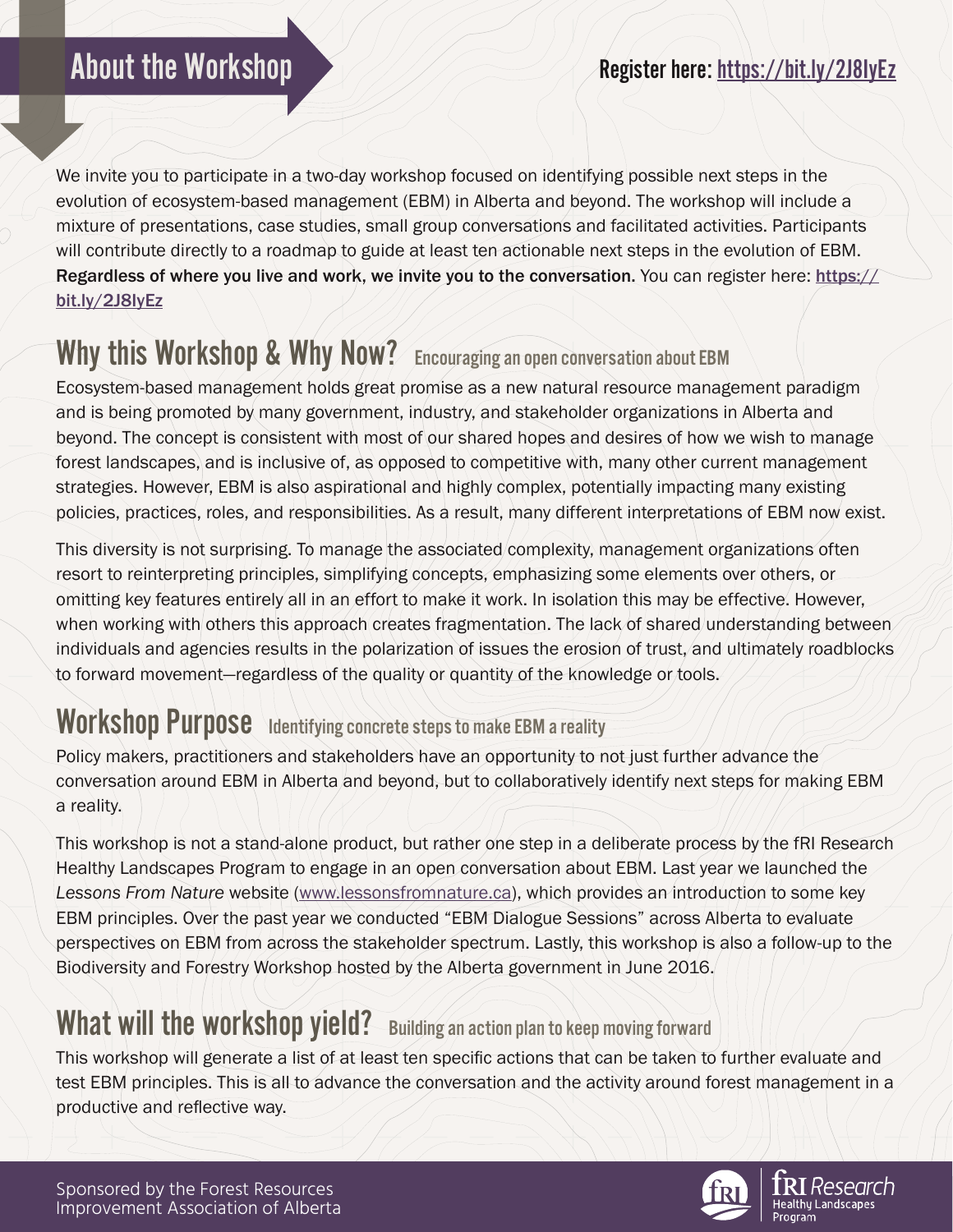## About the Workshop

**Register here: https://bit.ly/2J8IyEz**

We invite you to participate in a two-day workshop focused on identifying possible next steps in the evolution of ecosystem-based management (EBM) in Alberta and beyond. The workshop will include a mixture of presentations, case studies, small group conversations and facilitated activities. Participants will contribute directly to a roadmap to guide at least ten actionable next steps in the evolution of EBM. **Regardless of where you live and work, we invite you to the conversation.** You can register here: **https://bit.ly/2J8IyEz**

## Why this Workshop & Why Now? Encouraging an open conversation about EBM

Ecosystem-based management holds great promise as a new natural resource management paradigm and is being promoted by many government, industry, and stakeholder organizations in Alberta and beyond. The concept is consistent with most of our shared hopes and desires of how we wish to manage forest landscapes, and is inclusive of, as opposed to competitive with, many other current management strategies. However, EBM is also aspirational and highly complex, potentially impacting many existing policies, practices, roles, and responsibilities. As a result, many different interpretations of EBM now exist.

This diversity is not surprising. To manage the associated complexity, management organizations often resort to reinterpreting principles, simplifying concepts, emphasizing some elements over others, or omitting key features entirely all in an effort to make it work. In isolation this may be effective. However, when working with others this approach creates fragmentation. The lack of shared understanding between individuals and agencies results in the polarization of issues the erosion of trust, and ultimately roadblocks to forward movement—regardless of the quality or quantity of the knowledge or tools.

## Workshop Purpose Identifying concrete steps to make EBM a reality

Policy makers, practitioners and stakeholders have an opportunity to not just further advance the conversation around EBM in Alberta and beyond, but to collaboratively identify next steps for making EBM a reality.

This workshop is not a stand-alone product, but rather one step in a deliberate process by the fRI Research Healthy Landscapes Program to engage in an open conversation about EBM. Last year we launched the *Lessons From Nature* website (www.lessonsfromnature.ca), which provides an introduction to some key EBM principles. Over the past year we conducted "EBM Dialogue Sessions" across Alberta to evaluate perspectives on EBM from across the stakeholder spectrum. Lastly, this workshop is also a follow-up to the Biodiversity and Forestry Workshop hosted by the Alberta government in June 2016.

## What will the workshop yield? Building an action plan to keep moving forward

This workshop will generate a list of at least ten specific actions that can be taken to further evaluate and test EBM principles. This is all to advance the conversation and the activity around forest management in a productive and reflective way.

Sponsored by the Forest Resources Improvement Association of Alberta

fRI Research Healthy Landscapes Program